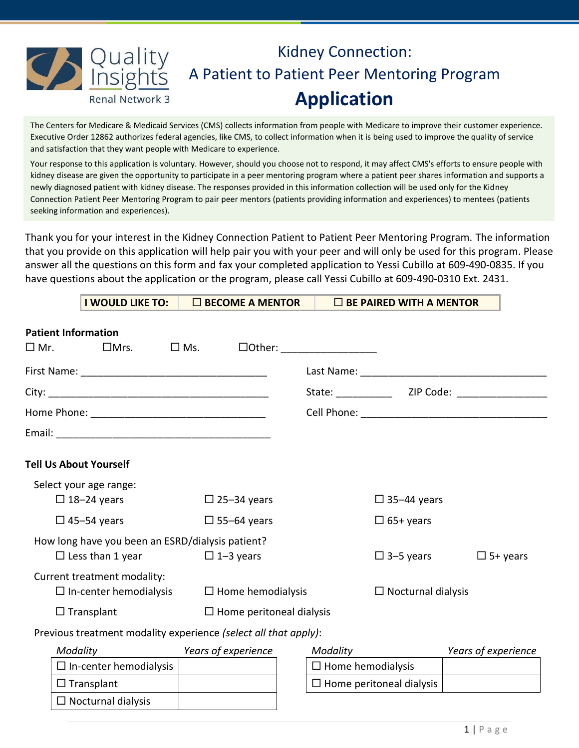Quality Insights Renal Network 3

# Kidney Connection: A Patient to Patient Peer Mentoring Program

# Application

The Centers for Medicare & Medicaid Services (CMS) collects information from people with Medicare to improve their customer experience. Executive Order 12862 authorizes federal agencies, like CMS, to collect information when it is being used to improve the quality of service and satisfaction that they want people with Medicare to experience.

Your response to this application is voluntary. However, should you choose not to respond, it may affect CMS's efforts to ensure people with kidney disease are given the opportunity to participate in a peer mentoring program where a patient peer shares information and supports a newly diagnosed patient with kidney disease. The responses provided in this information collection will be used only for the Kidney Connection Patient Peer Mentoring Program to pair peer mentors (patients providing information and experiences) to mentees (patients seeking information and experiences).

Thank you for your interest in the Kidney Connection Patient to Patient Peer Mentoring Program. The information that you provide on this application will help pair you with your peer and will only be used for this program. Please answer all the questions on this form and fax your completed application to Yessi Cubillo at 609-490-0835. If you have questions about the application or the program, please call Yessi Cubillo at 609-490-0310 Ext. 2431.

| I WOULD LIKE TO: | ☐ BECOME A MENTOR | ☐ BE PAIRED WITH A MENTOR |
|---|---|---|

**Patient Information**

☐ Mr. ☐Mrs. ☐ Ms. ☐Other: _________________

First Name: ________________________________ Last Name: ________________________________

City: ________________________________________ State: __________ ZIP Code: _______________

Home Phone: ______________________________ Cell Phone: _________________________________

Email: _______________________________________

**Tell Us About Yourself**

Select your age range:

☐ 18–24 years ☐ 25–34 years ☐ 35–44 years

☐ 45–54 years ☐ 55–64 years ☐ 65+ years

How long have you been an ESRD/dialysis patient?

☐ Less than 1 year ☐ 1–3 years ☐ 3–5 years ☐ 5+ years

Current treatment modality:

☐ In-center hemodialysis ☐ Home hemodialysis ☐ Nocturnal dialysis

☐ Transplant ☐ Home peritoneal dialysis

Previous treatment modality experience *(select all that apply)*:

| *Modality* | *Years of experience* |
|---|---|
| ☐ In-center hemodialysis | |
| ☐ Transplant | |
| ☐ Nocturnal dialysis | |

| *Modality* | *Years of experience* |
|---|---|
| ☐ Home hemodialysis | |
| ☐ Home peritoneal dialysis | |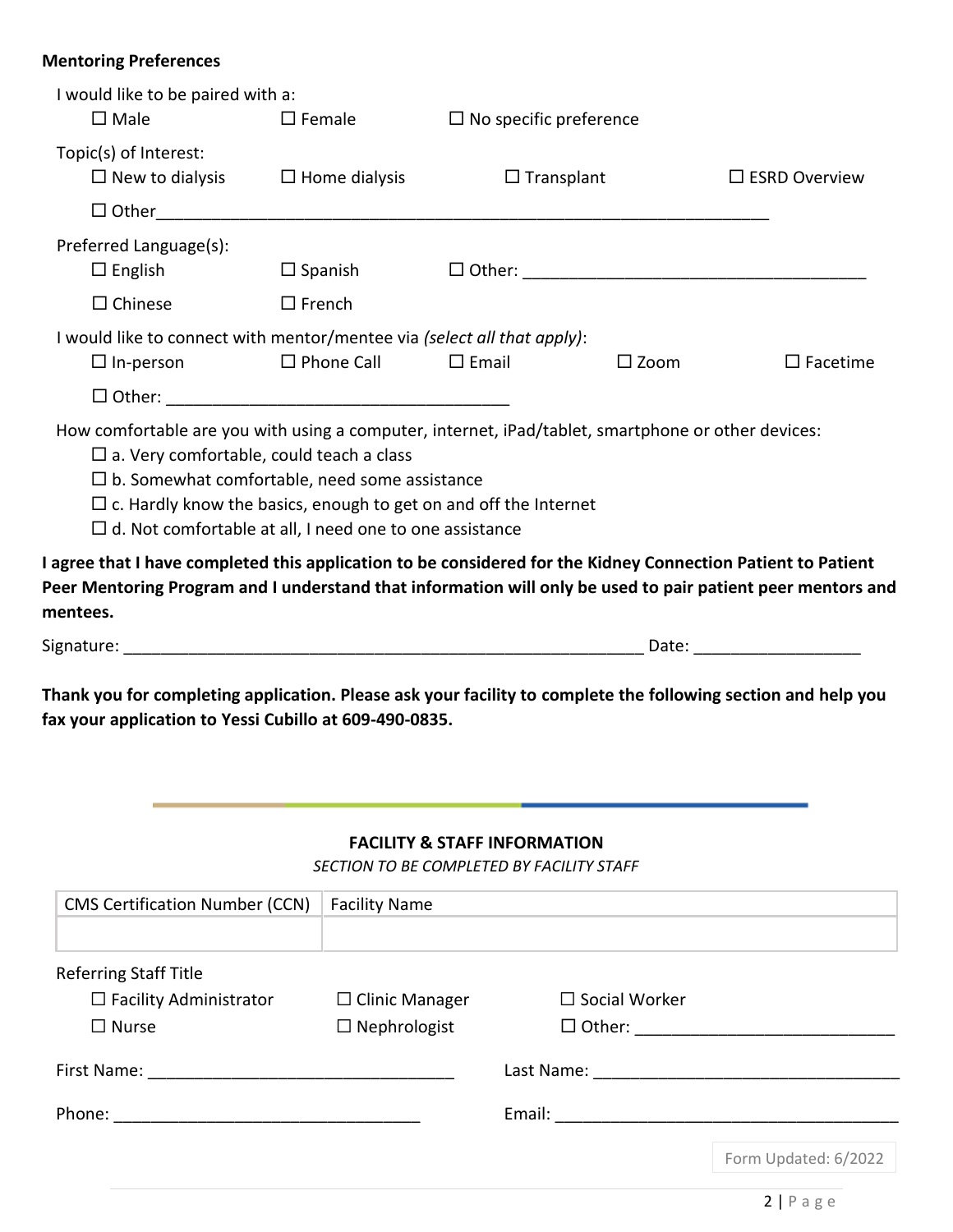**Mentoring Preferences**

I would like to be paired with a:

☐ Male ☐ Female ☐ No specific preference

Topic(s) of Interest:

☐ New to dialysis ☐ Home dialysis ☐ Transplant ☐ ESRD Overview

☐ Other_______________________________________________________________

Preferred Language(s):

☐ English ☐ Spanish ☐ Other: ____________________________________

☐ Chinese ☐ French

I would like to connect with mentor/mentee via *(select all that apply)*:

☐ In-person ☐ Phone Call ☐ Email ☐ Zoom ☐ Facetime

☐ Other: ___________________________________

How comfortable are you with using a computer, internet, iPad/tablet, smartphone or other devices:

☐ a. Very comfortable, could teach a class

☐ b. Somewhat comfortable, need some assistance

☐ c. Hardly know the basics, enough to get on and off the Internet

☐ d. Not comfortable at all, I need one to one assistance

**I agree that I have completed this application to be considered for the Kidney Connection Patient to Patient Peer Mentoring Program and I understand that information will only be used to pair patient peer mentors and mentees.**

Signature: ________________________________________________________ Date: _________________

**Thank you for completing application. Please ask your facility to complete the following section and help you fax your application to Yessi Cubillo at 609-490-0835.**

## FACILITY & STAFF INFORMATION

*SECTION TO BE COMPLETED BY FACILITY STAFF*

| CMS Certification Number (CCN) | Facility Name |
|---|---|
| | |

Referring Staff Title

☐ Facility Administrator ☐ Clinic Manager ☐ Social Worker

☐ Nurse ☐ Nephrologist ☐ Other: ___________________________

First Name: _________________________________ Last Name: _________________________________

Phone: _________________________________ Email: _____________________________________

Form Updated: 6/2022